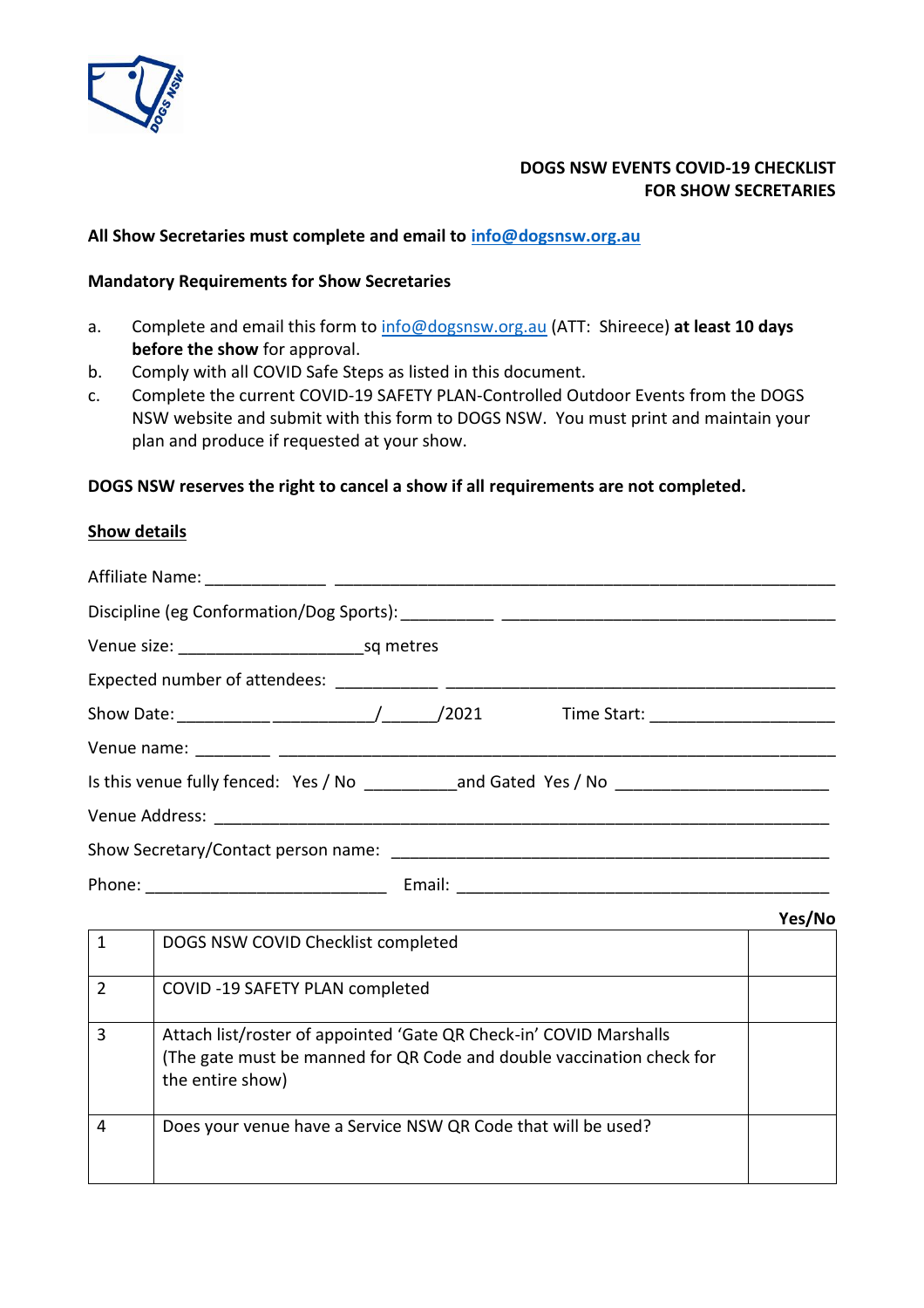**DOGS NSW EVENTS COVID-19 CHECKLIST**
**FOR SHOW SECRETARIES**

**All Show Secretaries must complete and email to [info@dogsnsw.org.au](mailto:info@dogsnsw.org.au)**

**Mandatory Requirements for Show Secretaries**

a. Complete and email this form to info@dogsnsw.org.au (ATT: Shireece) **at least 10 days before the show** for approval.
b. Comply with all COVID Safe Steps as listed in this document.
c. Complete the current COVID-19 SAFETY PLAN-Controlled Outdoor Events from the DOGS NSW website and submit with this form to DOGS NSW. You must print and maintain your plan and produce if requested at your show.

**DOGS NSW reserves the right to cancel a show if all requirements are not completed.**

**Show details**

Affiliate Name: _____________ ________________________________________________________

Discipline (eg Conformation/Dog Sports): __________ ____________________________________

Venue size: ____________________sq metres

Expected number of attendees: ___________ ____________________________________________

Show Date: __________ ___________/______/2021 Time Start: ____________________

Venue name: ________ ________________________________________________________________

Is this venue fully fenced: Yes / No __________and Gated Yes / No _______________________

Venue Address: _______________________________________________________________________

Show Secretary/Contact person name: _________________________________________________

Phone: __________________________ Email: __________________________________________

| | | Yes/No |
|---|---|---|
| 1 | DOGS NSW COVID Checklist completed | |
| 2 | COVID -19 SAFETY PLAN completed | |
| 3 | Attach list/roster of appointed 'Gate QR Check-in' COVID Marshalls (The gate must be manned for QR Code and double vaccination check for the entire show) | |
| 4 | Does your venue have a Service NSW QR Code that will be used? | |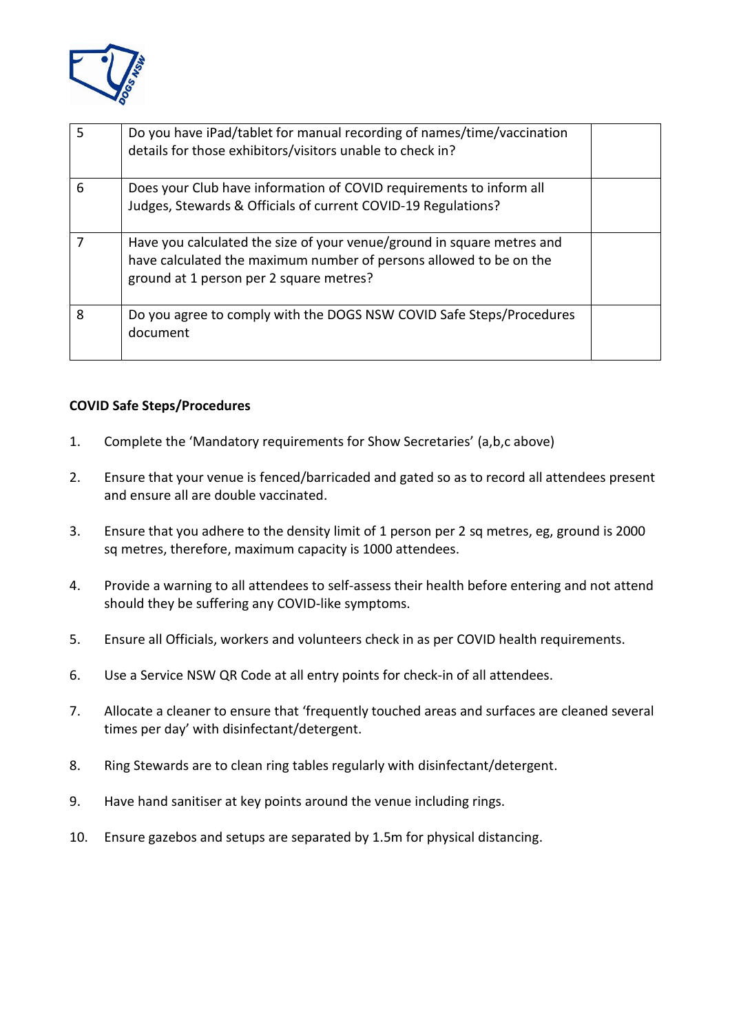| | | |
|---|---|---|
| 5 | Do you have iPad/tablet for manual recording of names/time/vaccination details for those exhibitors/visitors unable to check in? | |
| 6 | Does your Club have information of COVID requirements to inform all Judges, Stewards & Officials of current COVID-19 Regulations? | |
| 7 | Have you calculated the size of your venue/ground in square metres and have calculated the maximum number of persons allowed to be on the ground at 1 person per 2 square metres? | |
| 8 | Do you agree to comply with the DOGS NSW COVID Safe Steps/Procedures document | |

**COVID Safe Steps/Procedures**

1. Complete the 'Mandatory requirements for Show Secretaries' (a,b,c above)
2. Ensure that your venue is fenced/barricaded and gated so as to record all attendees present and ensure all are double vaccinated.
3. Ensure that you adhere to the density limit of 1 person per 2 sq metres, eg, ground is 2000 sq metres, therefore, maximum capacity is 1000 attendees.
4. Provide a warning to all attendees to self-assess their health before entering and not attend should they be suffering any COVID-like symptoms.
5. Ensure all Officials, workers and volunteers check in as per COVID health requirements.
6. Use a Service NSW QR Code at all entry points for check-in of all attendees.
7. Allocate a cleaner to ensure that 'frequently touched areas and surfaces are cleaned several times per day' with disinfectant/detergent.
8. Ring Stewards are to clean ring tables regularly with disinfectant/detergent.
9. Have hand sanitiser at key points around the venue including rings.
10. Ensure gazebos and setups are separated by 1.5m for physical distancing.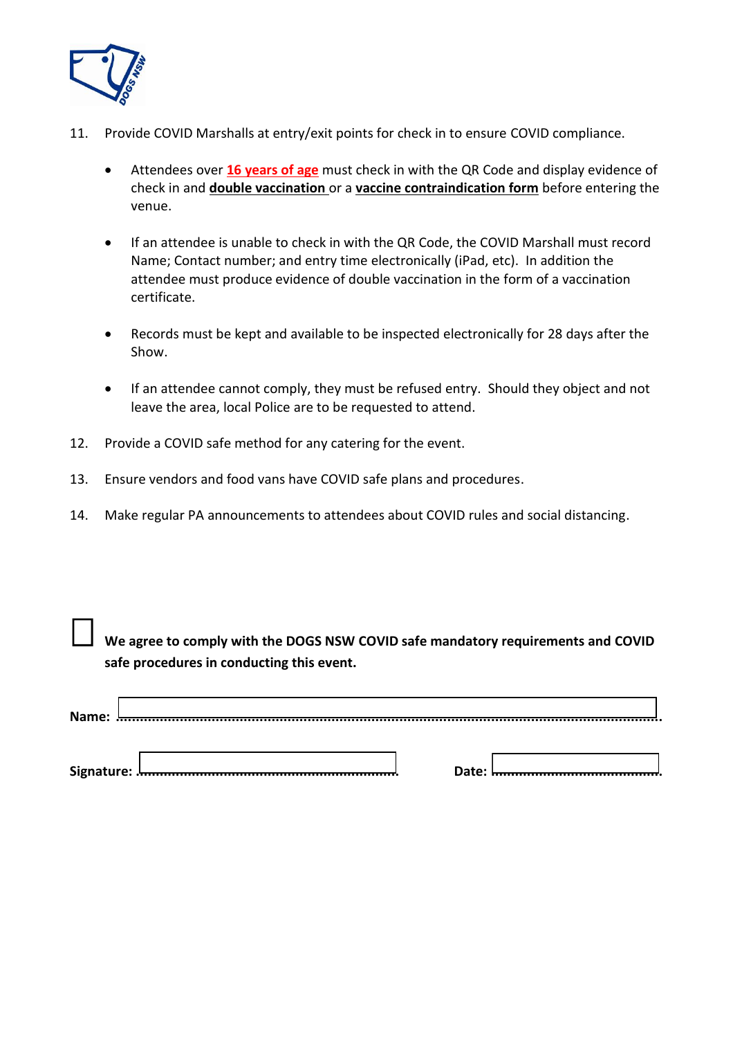11. Provide COVID Marshalls at entry/exit points for check in to ensure COVID compliance.

    - Attendees over **16 years of age** must check in with the QR Code and display evidence of check in and **double vaccination** or a **vaccine contraindication form** before entering the venue.

    - If an attendee is unable to check in with the QR Code, the COVID Marshall must record Name; Contact number; and entry time electronically (iPad, etc). In addition the attendee must produce evidence of double vaccination in the form of a vaccination certificate.

    - Records must be kept and available to be inspected electronically for 28 days after the Show.

    - If an attendee cannot comply, they must be refused entry. Should they object and not leave the area, local Police are to be requested to attend.

12. Provide a COVID safe method for any catering for the event.

13. Ensure vendors and food vans have COVID safe plans and procedures.

14. Make regular PA announcements to attendees about COVID rules and social distancing.

☐ **We agree to comply with the DOGS NSW COVID safe mandatory requirements and COVID safe procedures in conducting this event.**

**Name:** ..............................................................................................................................

**Signature:** ........................................................................ **Date:** ...........................................